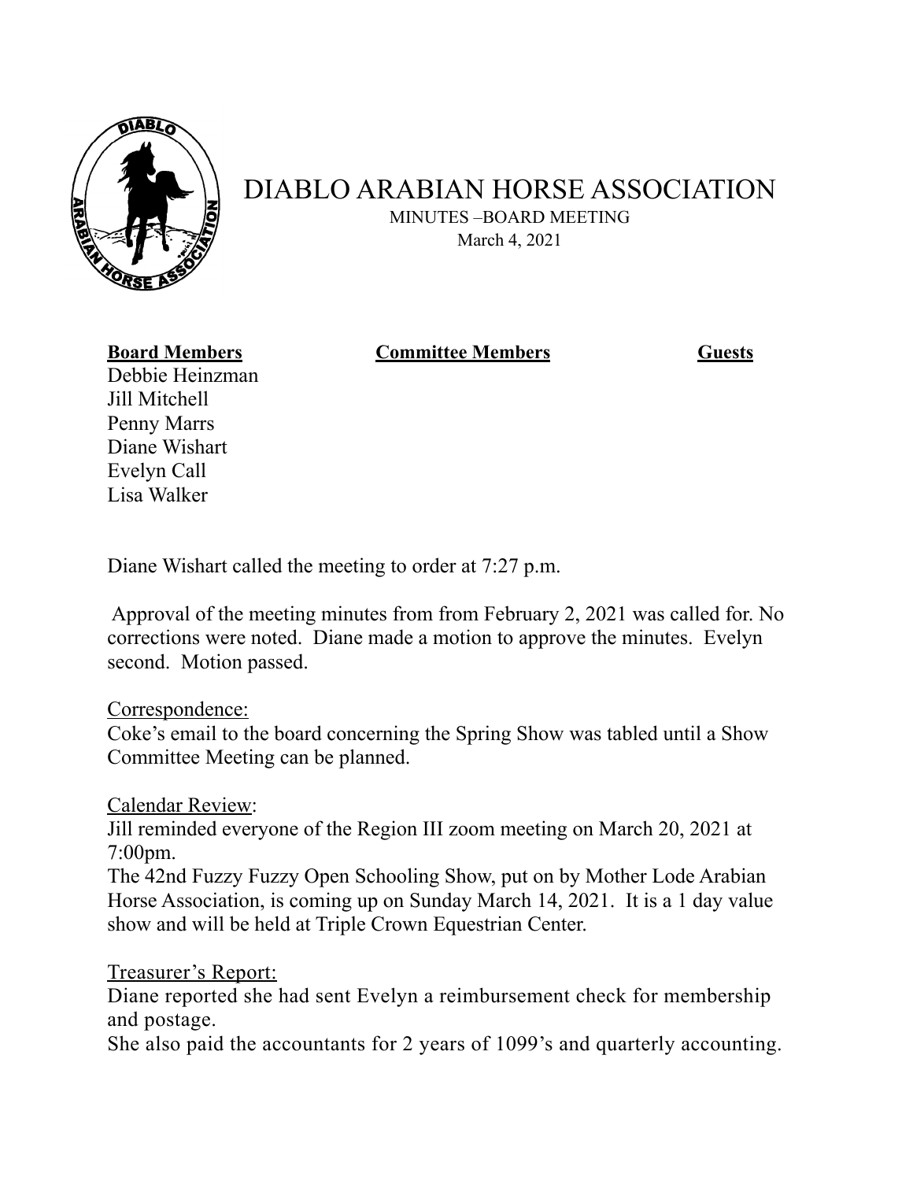# DIABLO ARABIAN HORSE ASSOCIATION

MINUTES –BOARD MEETING

March 4, 2021

| **Board Members** | **Committee Members** | **Guests** |
|---|---|---|
| Debbie Heinzman | | |
| Jill Mitchell | | |
| Penny Marrs | | |
| Diane Wishart | | |
| Evelyn Call | | |
| Lisa Walker | | |

Diane Wishart called the meeting to order at 7:27 p.m.

Approval of the meeting minutes from from February 2, 2021 was called for. No corrections were noted. Diane made a motion to approve the minutes. Evelyn second. Motion passed.

Correspondence:

Coke's email to the board concerning the Spring Show was tabled until a Show Committee Meeting can be planned.

Calendar Review:

Jill reminded everyone of the Region III zoom meeting on March 20, 2021 at 7:00pm.

The 42nd Fuzzy Fuzzy Open Schooling Show, put on by Mother Lode Arabian Horse Association, is coming up on Sunday March 14, 2021. It is a 1 day value show and will be held at Triple Crown Equestrian Center.

Treasurer's Report:

Diane reported she had sent Evelyn a reimbursement check for membership and postage.

She also paid the accountants for 2 years of 1099's and quarterly accounting.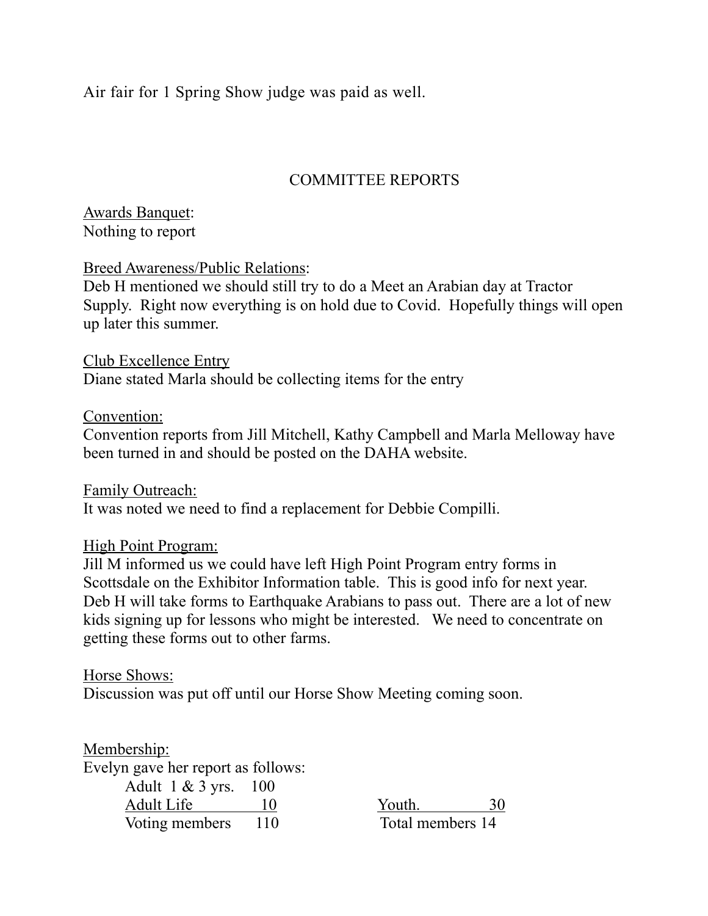Air fair for 1 Spring Show judge was paid as well.

## COMMITTEE REPORTS

Awards Banquet:
Nothing to report

Breed Awareness/Public Relations:
Deb H mentioned we should still try to do a Meet an Arabian day at Tractor Supply. Right now everything is on hold due to Covid. Hopefully things will open up later this summer.

Club Excellence Entry
Diane stated Marla should be collecting items for the entry

Convention:
Convention reports from Jill Mitchell, Kathy Campbell and Marla Melloway have been turned in and should be posted on the DAHA website.

Family Outreach:
It was noted we need to find a replacement for Debbie Compilli.

High Point Program:
Jill M informed us we could have left High Point Program entry forms in Scottsdale on the Exhibitor Information table. This is good info for next year. Deb H will take forms to Earthquake Arabians to pass out. There are a lot of new kids signing up for lessons who might be interested. We need to concentrate on getting these forms out to other farms.

Horse Shows:
Discussion was put off until our Horse Show Meeting coming soon.

Membership:
Evelyn gave her report as follows:

| | | | |
|---|---|---|---|
| Adult 1 & 3 yrs. | 100 | | |
| Adult Life | 10 | Youth. | 30 |
| Voting members | 110 | Total members 14 | |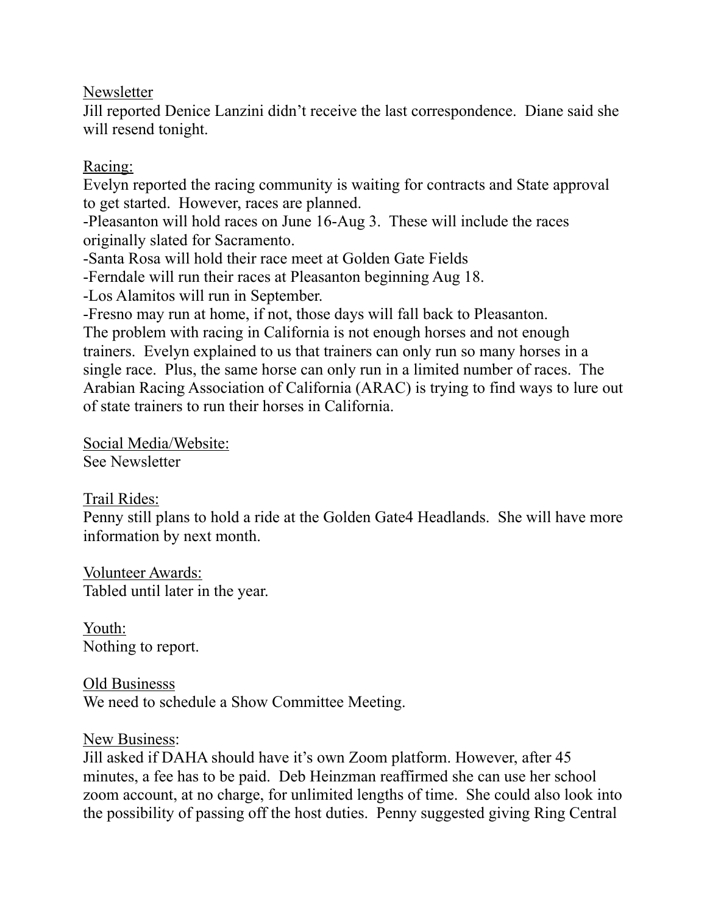Newsletter
Jill reported Denice Lanzini didn't receive the last correspondence. Diane said she will resend tonight.

Racing:
Evelyn reported the racing community is waiting for contracts and State approval to get started. However, races are planned.
-Pleasanton will hold races on June 16-Aug 3. These will include the races originally slated for Sacramento.
-Santa Rosa will hold their race meet at Golden Gate Fields
-Ferndale will run their races at Pleasanton beginning Aug 18.
-Los Alamitos will run in September.
-Fresno may run at home, if not, those days will fall back to Pleasanton.
The problem with racing in California is not enough horses and not enough trainers. Evelyn explained to us that trainers can only run so many horses in a single race. Plus, the same horse can only run in a limited number of races. The Arabian Racing Association of California (ARAC) is trying to find ways to lure out of state trainers to run their horses in California.

Social Media/Website:
See Newsletter

Trail Rides:
Penny still plans to hold a ride at the Golden Gate4 Headlands. She will have more information by next month.

Volunteer Awards:
Tabled until later in the year.

Youth:
Nothing to report.

Old Businesss
We need to schedule a Show Committee Meeting.

New Business:
Jill asked if DAHA should have it's own Zoom platform. However, after 45 minutes, a fee has to be paid. Deb Heinzman reaffirmed she can use her school zoom account, at no charge, for unlimited lengths of time. She could also look into the possibility of passing off the host duties. Penny suggested giving Ring Central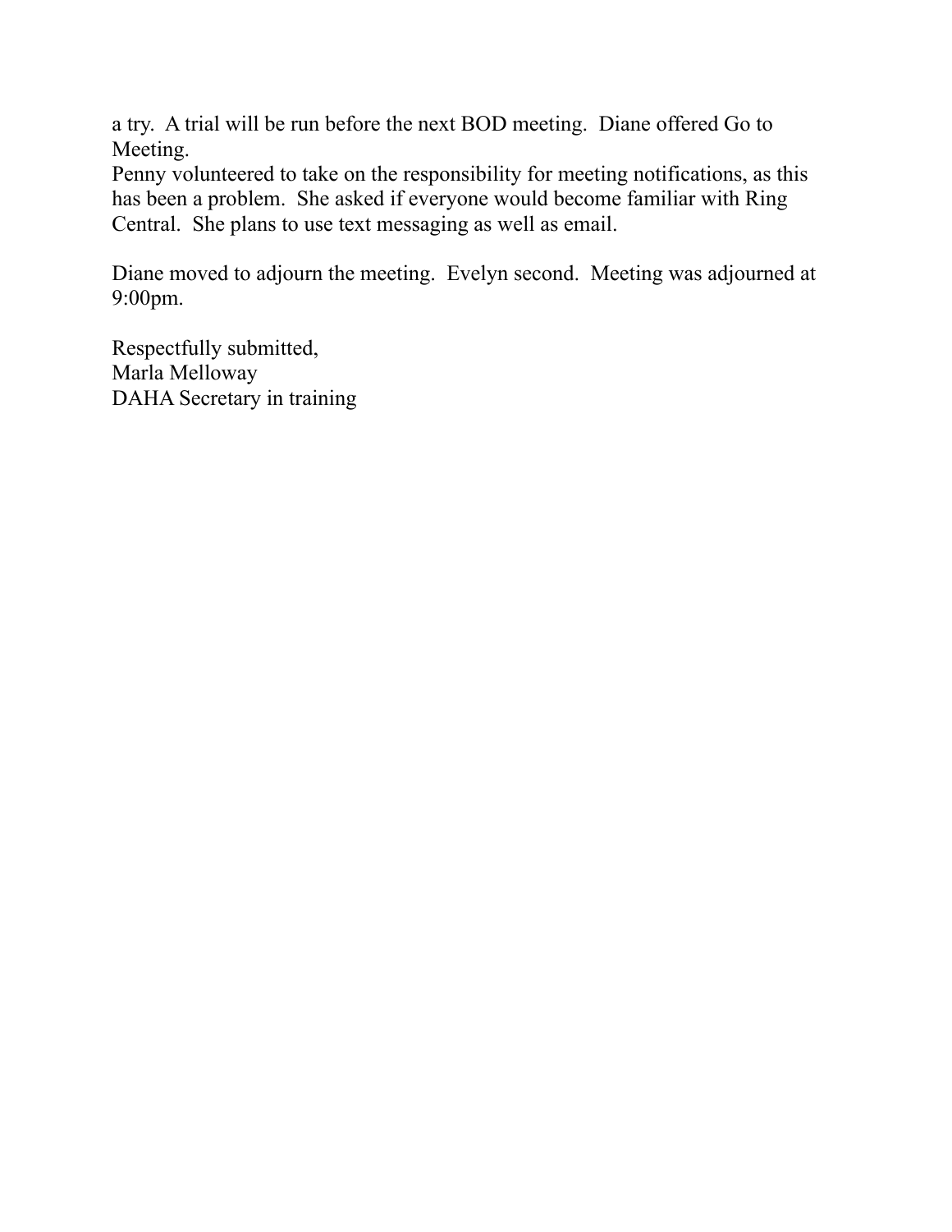a try. A trial will be run before the next BOD meeting. Diane offered Go to Meeting.
Penny volunteered to take on the responsibility for meeting notifications, as this has been a problem. She asked if everyone would become familiar with Ring Central. She plans to use text messaging as well as email.

Diane moved to adjourn the meeting. Evelyn second. Meeting was adjourned at 9:00pm.

Respectfully submitted,
Marla Melloway
DAHA Secretary in training